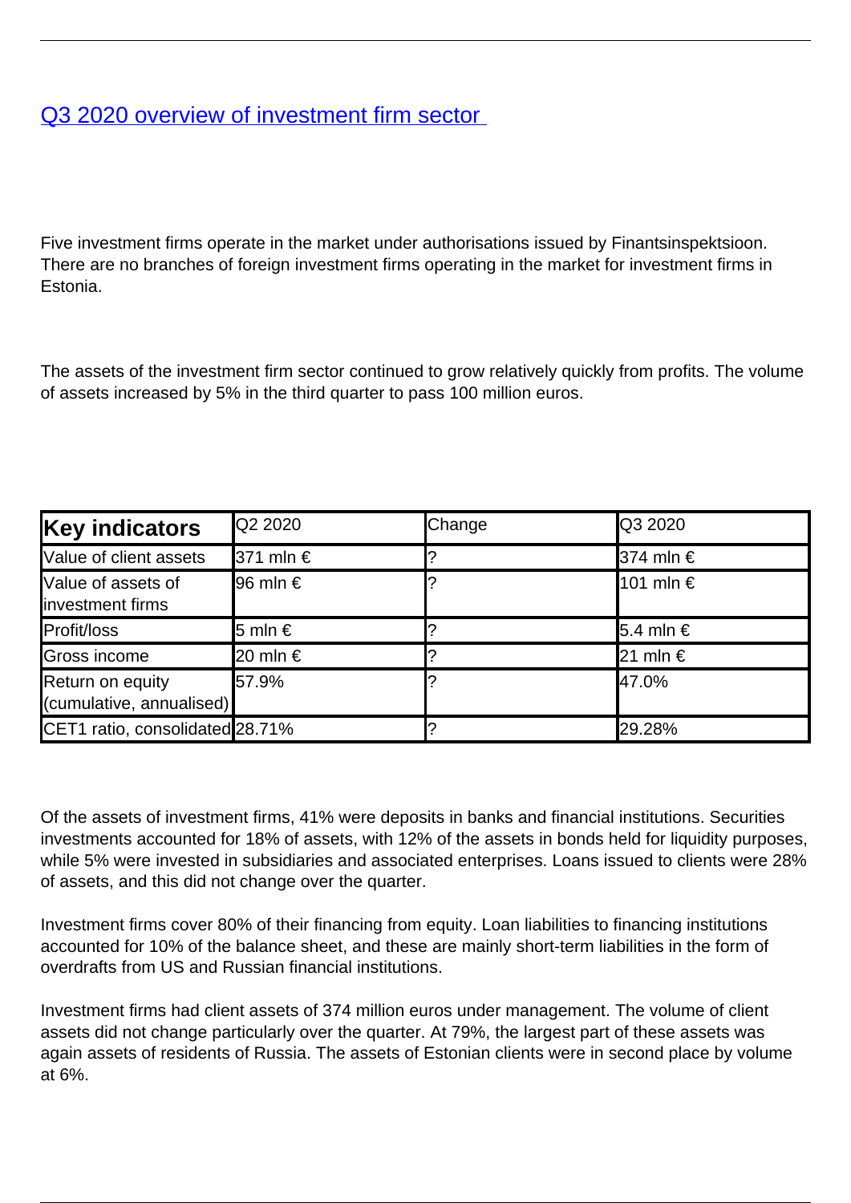# [Q3 2020 overview of investment firm sector](#)

Five investment firms operate in the market under authorisations issued by Finantsinspektsioon. There are no branches of foreign investment firms operating in the market for investment firms in Estonia.

The assets of the investment firm sector continued to grow relatively quickly from profits. The volume of assets increased by 5% in the third quarter to pass 100 million euros.

| **Key indicators** | Q2 2020 | Change | Q3 2020 |
|---|---|---|---|
| Value of client assets | 371 mln € | ? | 374 mln € |
| Value of assets of investment firms | 96 mln € | ? | 101 mln € |
| Profit/loss | 5 mln € | ? | 5.4 mln € |
| Gross income | 20 mln € | ? | 21 mln € |
| Return on equity (cumulative, annualised) | 57.9% | ? | 47.0% |
| CET1 ratio, consolidated | 28.71% | ? | 29.28% |

Of the assets of investment firms, 41% were deposits in banks and financial institutions. Securities investments accounted for 18% of assets, with 12% of the assets in bonds held for liquidity purposes, while 5% were invested in subsidiaries and associated enterprises. Loans issued to clients were 28% of assets, and this did not change over the quarter.

Investment firms cover 80% of their financing from equity. Loan liabilities to financing institutions accounted for 10% of the balance sheet, and these are mainly short-term liabilities in the form of overdrafts from US and Russian financial institutions.

Investment firms had client assets of 374 million euros under management. The volume of client assets did not change particularly over the quarter. At 79%, the largest part of these assets was again assets of residents of Russia. The assets of Estonian clients were in second place by volume at 6%.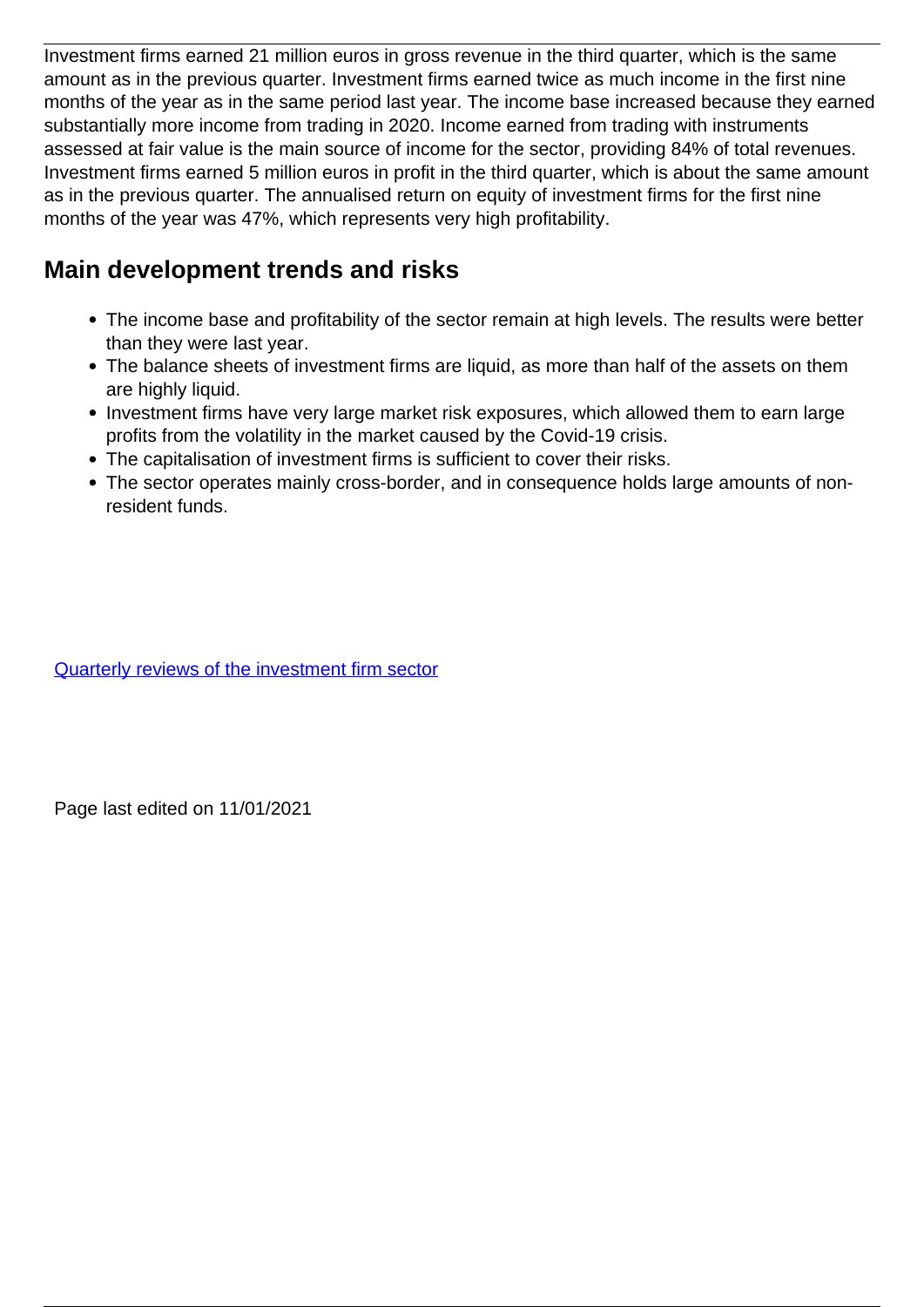Investment firms earned 21 million euros in gross revenue in the third quarter, which is the same amount as in the previous quarter. Investment firms earned twice as much income in the first nine months of the year as in the same period last year. The income base increased because they earned substantially more income from trading in 2020. Income earned from trading with instruments assessed at fair value is the main source of income for the sector, providing 84% of total revenues. Investment firms earned 5 million euros in profit in the third quarter, which is about the same amount as in the previous quarter. The annualised return on equity of investment firms for the first nine months of the year was 47%, which represents very high profitability.

## Main development trends and risks

- The income base and profitability of the sector remain at high levels. The results were better than they were last year.
- The balance sheets of investment firms are liquid, as more than half of the assets on them are highly liquid.
- Investment firms have very large market risk exposures, which allowed them to earn large profits from the volatility in the market caused by the Covid-19 crisis.
- The capitalisation of investment firms is sufficient to cover their risks.
- The sector operates mainly cross-border, and in consequence holds large amounts of non-resident funds.

Quarterly reviews of the investment firm sector

Page last edited on 11/01/2021